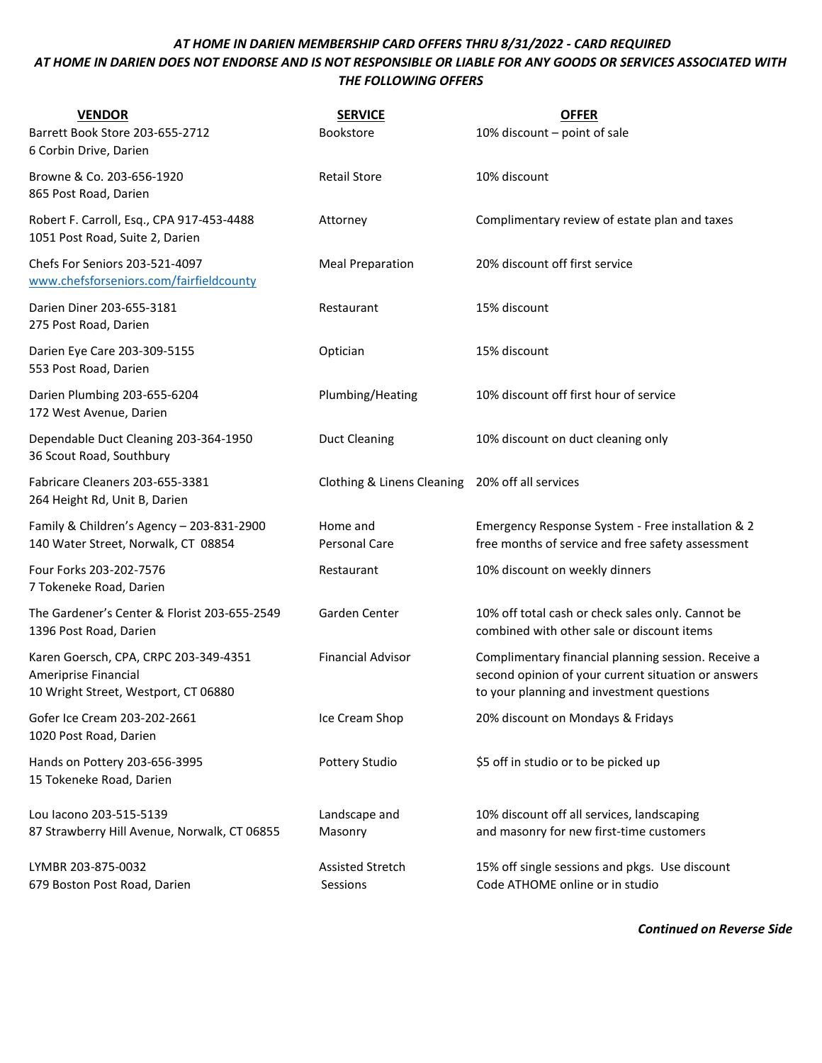***AT HOME IN DARIEN MEMBERSHIP CARD OFFERS THRU 8/31/2022 - CARD REQUIRED***

***AT HOME IN DARIEN DOES NOT ENDORSE AND IS NOT RESPONSIBLE OR LIABLE FOR ANY GOODS OR SERVICES ASSOCIATED WITH THE FOLLOWING OFFERS***

| VENDOR | SERVICE | OFFER |
|---|---|---|
| Barrett Book Store 203-655-2712<br>6 Corbin Drive, Darien | Bookstore | 10% discount – point of sale |
| Browne & Co. 203-656-1920<br>865 Post Road, Darien | Retail Store | 10% discount |
| Robert F. Carroll, Esq., CPA 917-453-4488<br>1051 Post Road, Suite 2, Darien | Attorney | Complimentary review of estate plan and taxes |
| Chefs For Seniors 203-521-4097<br>www.chefsforseniors.com/fairfieldcounty | Meal Preparation | 20% discount off first service |
| Darien Diner 203-655-3181<br>275 Post Road, Darien | Restaurant | 15% discount |
| Darien Eye Care 203-309-5155<br>553 Post Road, Darien | Optician | 15% discount |
| Darien Plumbing 203-655-6204<br>172 West Avenue, Darien | Plumbing/Heating | 10% discount off first hour of service |
| Dependable Duct Cleaning 203-364-1950<br>36 Scout Road, Southbury | Duct Cleaning | 10% discount on duct cleaning only |
| Fabricare Cleaners 203-655-3381<br>264 Height Rd, Unit B, Darien | Clothing & Linens Cleaning | 20% off all services |
| Family & Children's Agency – 203-831-2900<br>140 Water Street, Norwalk, CT 08854 | Home and Personal Care | Emergency Response System - Free installation & 2 free months of service and free safety assessment |
| Four Forks 203-202-7576<br>7 Tokeneke Road, Darien | Restaurant | 10% discount on weekly dinners |
| The Gardener's Center & Florist 203-655-2549<br>1396 Post Road, Darien | Garden Center | 10% off total cash or check sales only. Cannot be combined with other sale or discount items |
| Karen Goersch, CPA, CRPC 203-349-4351<br>Ameriprise Financial<br>10 Wright Street, Westport, CT 06880 | Financial Advisor | Complimentary financial planning session. Receive a second opinion of your current situation or answers to your planning and investment questions |
| Gofer Ice Cream 203-202-2661<br>1020 Post Road, Darien | Ice Cream Shop | 20% discount on Mondays & Fridays |
| Hands on Pottery 203-656-3995<br>15 Tokeneke Road, Darien | Pottery Studio | $5 off in studio or to be picked up |
| Lou Iacono 203-515-5139<br>87 Strawberry Hill Avenue, Norwalk, CT 06855 | Landscape and Masonry | 10% discount off all services, landscaping and masonry for new first-time customers |
| LYMBR 203-875-0032<br>679 Boston Post Road, Darien | Assisted Stretch Sessions | 15% off single sessions and pkgs. Use discount Code ATHOME online or in studio |

***Continued on Reverse Side***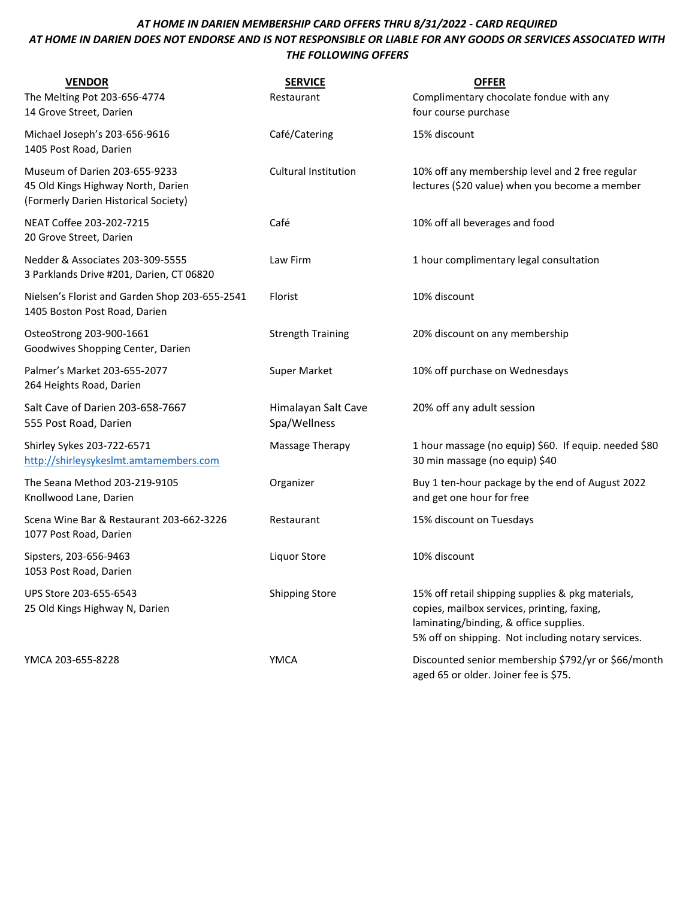***AT HOME IN DARIEN MEMBERSHIP CARD OFFERS THRU 8/31/2022 - CARD REQUIRED***
***AT HOME IN DARIEN DOES NOT ENDORSE AND IS NOT RESPONSIBLE OR LIABLE FOR ANY GOODS OR SERVICES ASSOCIATED WITH THE FOLLOWING OFFERS***

| VENDOR | SERVICE | OFFER |
|---|---|---|
| The Melting Pot 203-656-4774<br>14 Grove Street, Darien | Restaurant | Complimentary chocolate fondue with any four course purchase |
| Michael Joseph's 203-656-9616<br>1405 Post Road, Darien | Café/Catering | 15% discount |
| Museum of Darien 203-655-9233<br>45 Old Kings Highway North, Darien<br>(Formerly Darien Historical Society) | Cultural Institution | 10% off any membership level and 2 free regular lectures ($20 value) when you become a member |
| NEAT Coffee 203-202-7215<br>20 Grove Street, Darien | Café | 10% off all beverages and food |
| Nedder & Associates 203-309-5555<br>3 Parklands Drive #201, Darien, CT 06820 | Law Firm | 1 hour complimentary legal consultation |
| Nielsen's Florist and Garden Shop 203-655-2541<br>1405 Boston Post Road, Darien | Florist | 10% discount |
| OsteoStrong 203-900-1661<br>Goodwives Shopping Center, Darien | Strength Training | 20% discount on any membership |
| Palmer's Market 203-655-2077<br>264 Heights Road, Darien | Super Market | 10% off purchase on Wednesdays |
| Salt Cave of Darien 203-658-7667<br>555 Post Road, Darien | Himalayan Salt Cave Spa/Wellness | 20% off any adult session |
| Shirley Sykes 203-722-6571<br>http://shirleysykeslmt.amtamembers.com | Massage Therapy | 1 hour massage (no equip) $60. If equip. needed $80<br>30 min massage (no equip) $40 |
| The Seana Method 203-219-9105<br>Knollwood Lane, Darien | Organizer | Buy 1 ten-hour package by the end of August 2022 and get one hour for free |
| Scena Wine Bar & Restaurant 203-662-3226<br>1077 Post Road, Darien | Restaurant | 15% discount on Tuesdays |
| Sipsters, 203-656-9463<br>1053 Post Road, Darien | Liquor Store | 10% discount |
| UPS Store 203-655-6543<br>25 Old Kings Highway N, Darien | Shipping Store | 15% off retail shipping supplies & pkg materials, copies, mailbox services, printing, faxing, laminating/binding, & office supplies.<br>5% off on shipping. Not including notary services. |
| YMCA 203-655-8228 | YMCA | Discounted senior membership $792/yr or $66/month aged 65 or older. Joiner fee is $75. |